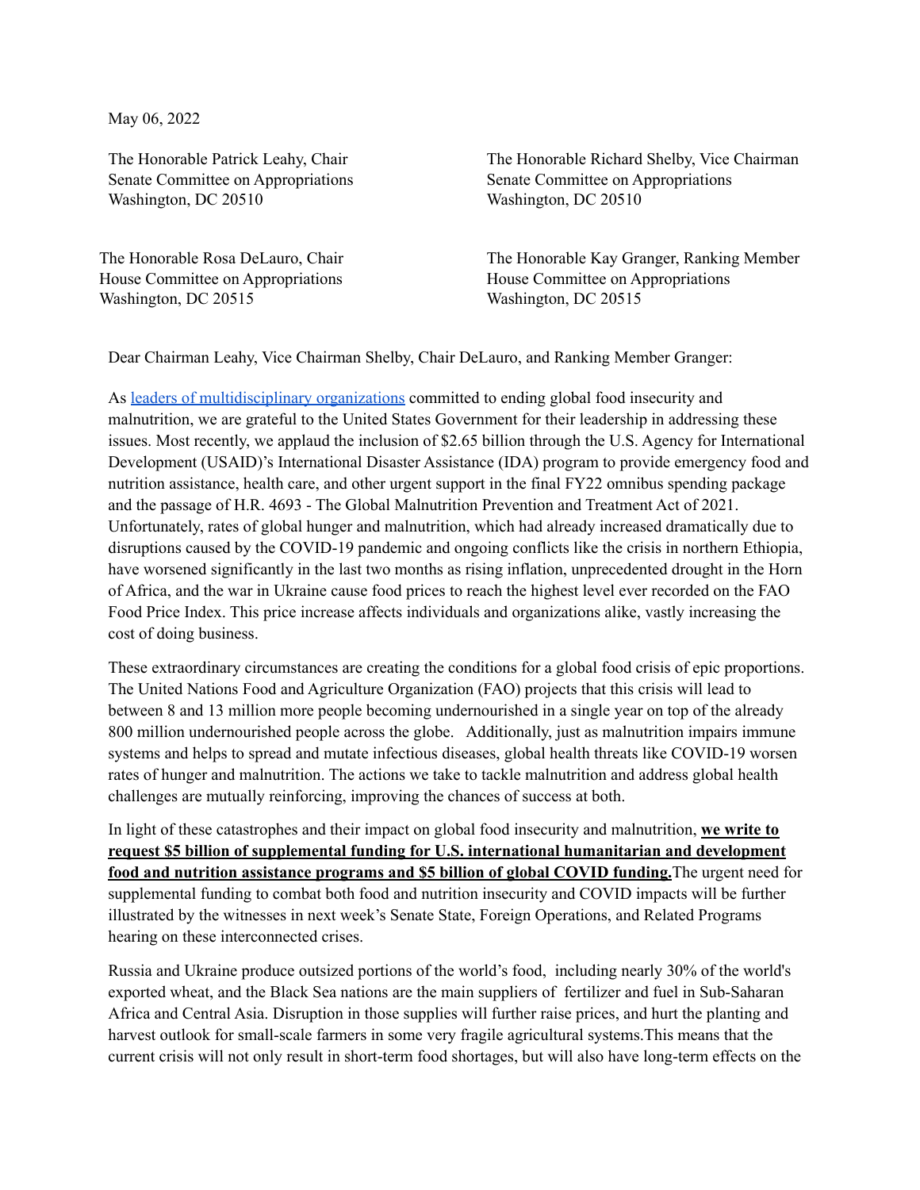May 06, 2022

The Honorable Patrick Leahy, Chair
Senate Committee on Appropriations
Washington, DC 20510

The Honorable Richard Shelby, Vice Chairman
Senate Committee on Appropriations
Washington, DC 20510

The Honorable Rosa DeLauro, Chair
House Committee on Appropriations
Washington, DC 20515

The Honorable Kay Granger, Ranking Member
House Committee on Appropriations
Washington, DC 20515

Dear Chairman Leahy, Vice Chairman Shelby, Chair DeLauro, and Ranking Member Granger:

As leaders of multidisciplinary organizations committed to ending global food insecurity and malnutrition, we are grateful to the United States Government for their leadership in addressing these issues. Most recently, we applaud the inclusion of $2.65 billion through the U.S. Agency for International Development (USAID)'s International Disaster Assistance (IDA) program to provide emergency food and nutrition assistance, health care, and other urgent support in the final FY22 omnibus spending package and the passage of H.R. 4693 - The Global Malnutrition Prevention and Treatment Act of 2021. Unfortunately, rates of global hunger and malnutrition, which had already increased dramatically due to disruptions caused by the COVID-19 pandemic and ongoing conflicts like the crisis in northern Ethiopia, have worsened significantly in the last two months as rising inflation, unprecedented drought in the Horn of Africa, and the war in Ukraine cause food prices to reach the highest level ever recorded on the FAO Food Price Index. This price increase affects individuals and organizations alike, vastly increasing the cost of doing business.

These extraordinary circumstances are creating the conditions for a global food crisis of epic proportions. The United Nations Food and Agriculture Organization (FAO) projects that this crisis will lead to between 8 and 13 million more people becoming undernourished in a single year on top of the already 800 million undernourished people across the globe. Additionally, just as malnutrition impairs immune systems and helps to spread and mutate infectious diseases, global health threats like COVID-19 worsen rates of hunger and malnutrition. The actions we take to tackle malnutrition and address global health challenges are mutually reinforcing, improving the chances of success at both.

In light of these catastrophes and their impact on global food insecurity and malnutrition, **we write to request $5 billion of supplemental funding for U.S. international humanitarian and development food and nutrition assistance programs and $5 billion of global COVID funding.** The urgent need for supplemental funding to combat both food and nutrition insecurity and COVID impacts will be further illustrated by the witnesses in next week's Senate State, Foreign Operations, and Related Programs hearing on these interconnected crises.

Russia and Ukraine produce outsized portions of the world's food, including nearly 30% of the world's exported wheat, and the Black Sea nations are the main suppliers of fertilizer and fuel in Sub-Saharan Africa and Central Asia. Disruption in those supplies will further raise prices, and hurt the planting and harvest outlook for small-scale farmers in some very fragile agricultural systems. This means that the current crisis will not only result in short-term food shortages, but will also have long-term effects on the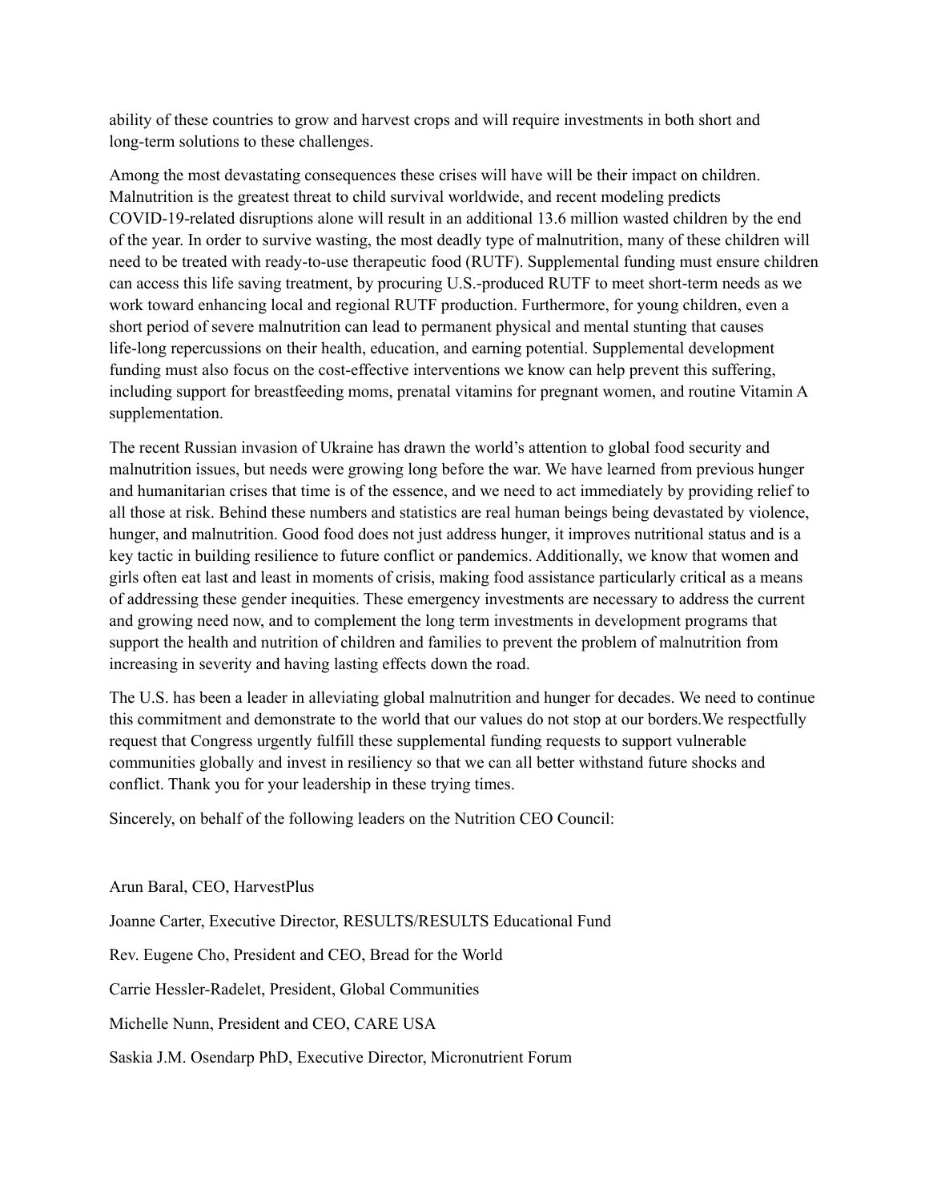ability of these countries to grow and harvest crops and will require investments in both short and long-term solutions to these challenges.

Among the most devastating consequences these crises will have will be their impact on children. Malnutrition is the greatest threat to child survival worldwide, and recent modeling predicts COVID-19-related disruptions alone will result in an additional 13.6 million wasted children by the end of the year. In order to survive wasting, the most deadly type of malnutrition, many of these children will need to be treated with ready-to-use therapeutic food (RUTF). Supplemental funding must ensure children can access this life saving treatment, by procuring U.S.-produced RUTF to meet short-term needs as we work toward enhancing local and regional RUTF production. Furthermore, for young children, even a short period of severe malnutrition can lead to permanent physical and mental stunting that causes life-long repercussions on their health, education, and earning potential. Supplemental development funding must also focus on the cost-effective interventions we know can help prevent this suffering, including support for breastfeeding moms, prenatal vitamins for pregnant women, and routine Vitamin A supplementation.

The recent Russian invasion of Ukraine has drawn the world's attention to global food security and malnutrition issues, but needs were growing long before the war. We have learned from previous hunger and humanitarian crises that time is of the essence, and we need to act immediately by providing relief to all those at risk. Behind these numbers and statistics are real human beings being devastated by violence, hunger, and malnutrition. Good food does not just address hunger, it improves nutritional status and is a key tactic in building resilience to future conflict or pandemics. Additionally, we know that women and girls often eat last and least in moments of crisis, making food assistance particularly critical as a means of addressing these gender inequities. These emergency investments are necessary to address the current and growing need now, and to complement the long term investments in development programs that support the health and nutrition of children and families to prevent the problem of malnutrition from increasing in severity and having lasting effects down the road.

The U.S. has been a leader in alleviating global malnutrition and hunger for decades. We need to continue this commitment and demonstrate to the world that our values do not stop at our borders.We respectfully request that Congress urgently fulfill these supplemental funding requests to support vulnerable communities globally and invest in resiliency so that we can all better withstand future shocks and conflict. Thank you for your leadership in these trying times.

Sincerely, on behalf of the following leaders on the Nutrition CEO Council:

Arun Baral, CEO, HarvestPlus

Joanne Carter, Executive Director, RESULTS/RESULTS Educational Fund

Rev. Eugene Cho, President and CEO, Bread for the World

Carrie Hessler-Radelet, President, Global Communities

Michelle Nunn, President and CEO, CARE USA

Saskia J.M. Osendarp PhD, Executive Director, Micronutrient Forum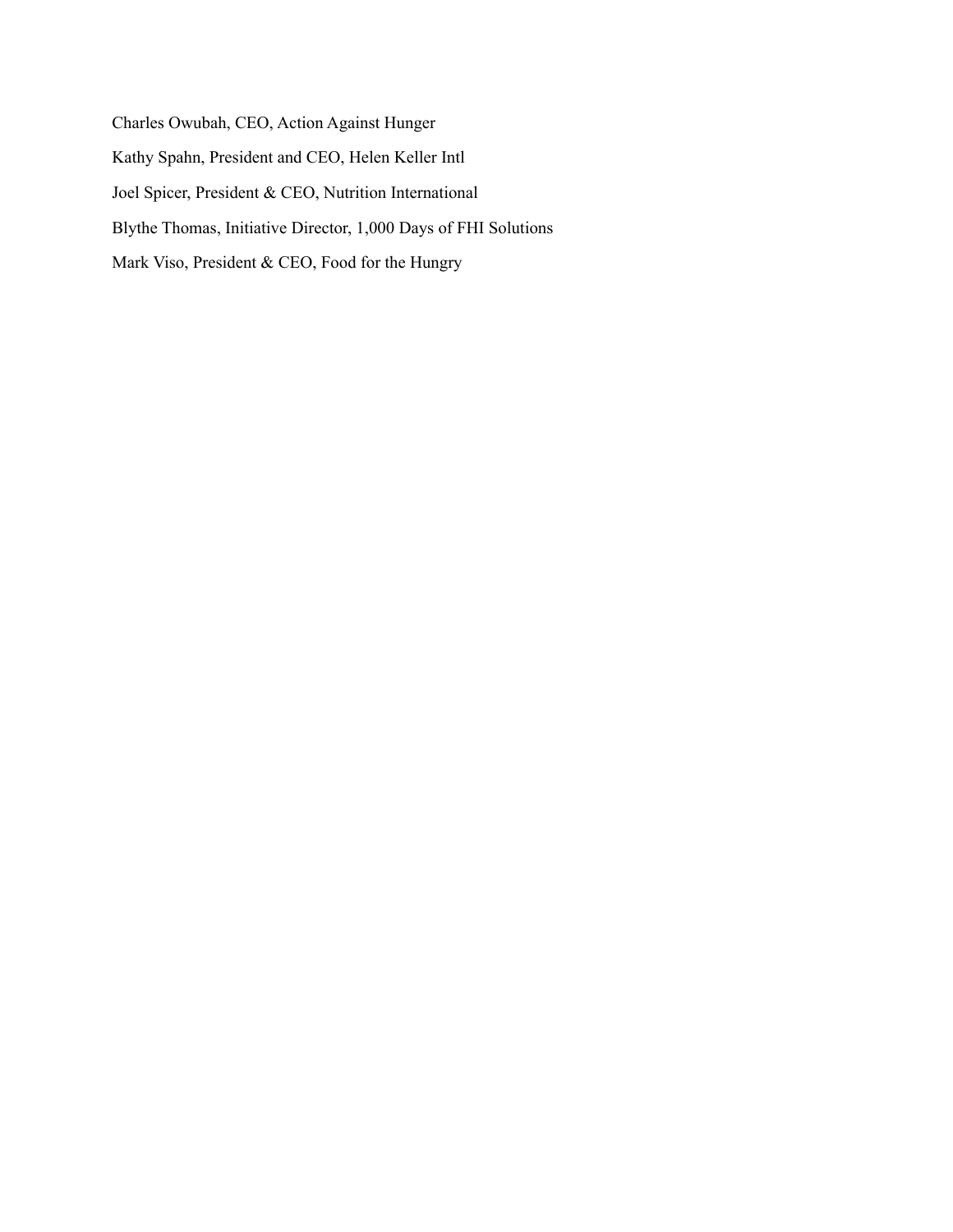Charles Owubah, CEO, Action Against Hunger

Kathy Spahn, President and CEO, Helen Keller Intl

Joel Spicer, President & CEO, Nutrition International

Blythe Thomas, Initiative Director, 1,000 Days of FHI Solutions

Mark Viso, President & CEO, Food for the Hungry